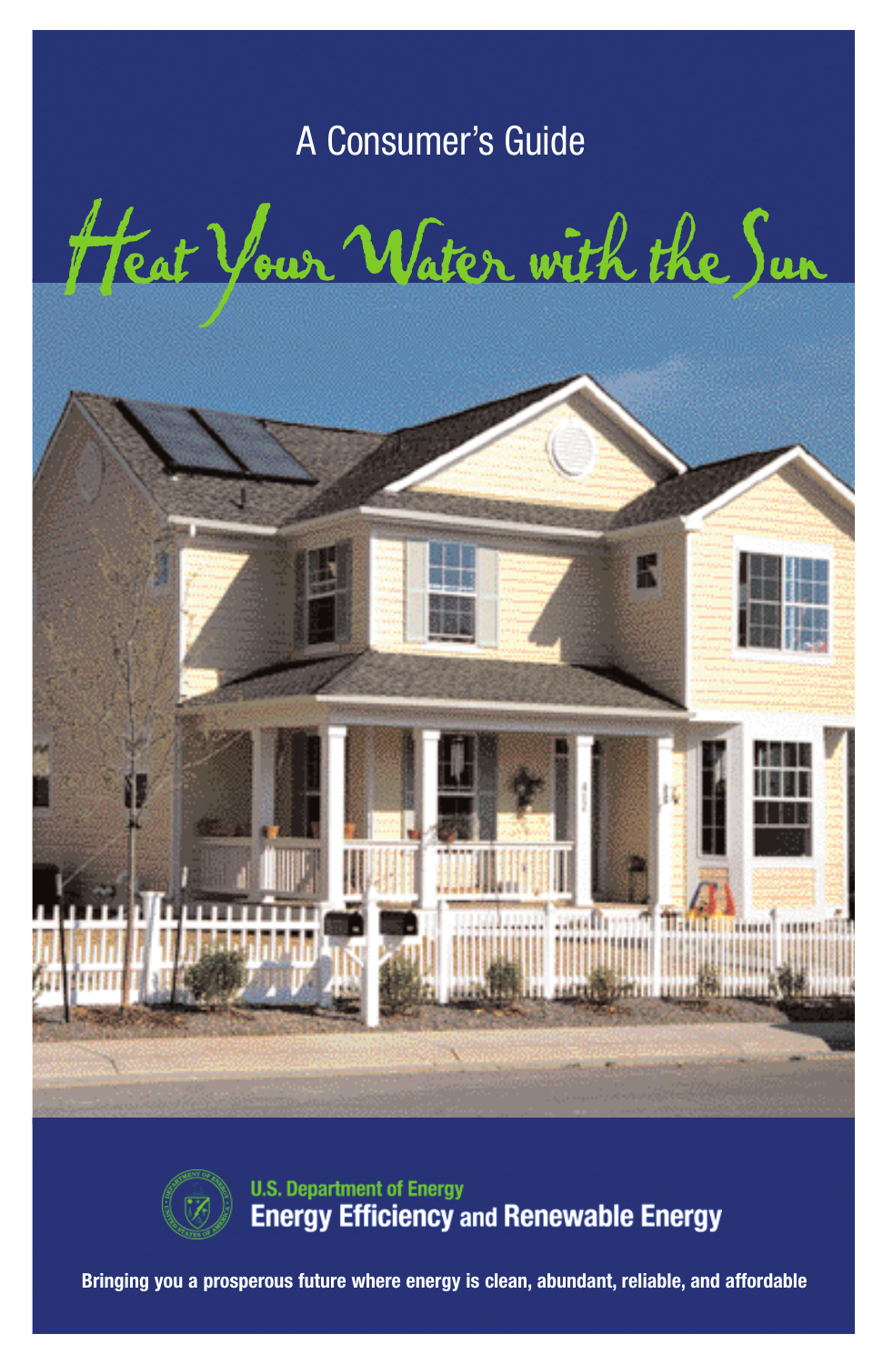A Consumer's Guide

# Heat Your Water with the Sun

U.S. Department of Energy

**Energy Efficiency and Renewable Energy**

**Bringing you a prosperous future where energy is clean, abundant, reliable, and affordable**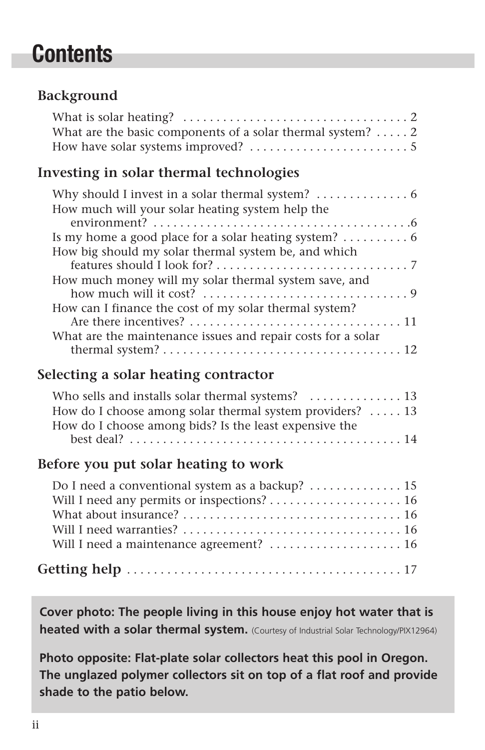# Contents

## Background

What is solar heating? . . . . . . . . . . . . . . . . . . . . . . . . . . . . . . . . . . 2
What are the basic components of a solar thermal system? . . . . . 2
How have solar systems improved? . . . . . . . . . . . . . . . . . . . . . . . . 5

## Investing in solar thermal technologies

Why should I invest in a solar thermal system? . . . . . . . . . . . . . . 6
How much will your solar heating system help the environment? . . . . . . . . . . . . . . . . . . . . . . . . . . . . . . . . . . . . . . .6
Is my home a good place for a solar heating system? . . . . . . . . . . 6
How big should my solar thermal system be, and which features should I look for? . . . . . . . . . . . . . . . . . . . . . . . . . . . . . 7
How much money will my solar thermal system save, and how much will it cost? . . . . . . . . . . . . . . . . . . . . . . . . . . . . . . . 9
How can I finance the cost of my solar thermal system? Are there incentives? . . . . . . . . . . . . . . . . . . . . . . . . . . . . . . . . 11
What are the maintenance issues and repair costs for a solar thermal system? . . . . . . . . . . . . . . . . . . . . . . . . . . . . . . . . . . . . 12

## Selecting a solar heating contractor

Who sells and installs solar thermal systems? . . . . . . . . . . . . . . 13
How do I choose among solar thermal system providers? . . . . . 13
How do I choose among bids? Is the least expensive the best deal? . . . . . . . . . . . . . . . . . . . . . . . . . . . . . . . . . . . . . . . . . 14

## Before you put solar heating to work

Do I need a conventional system as a backup? . . . . . . . . . . . . . . 15
Will I need any permits or inspections? . . . . . . . . . . . . . . . . . . . . 16
What about insurance? . . . . . . . . . . . . . . . . . . . . . . . . . . . . . . . . . 16
Will I need warranties? . . . . . . . . . . . . . . . . . . . . . . . . . . . . . . . . . 16
Will I need a maintenance agreement? . . . . . . . . . . . . . . . . . . . . 16

## Getting help . . . . . . . . . . . . . . . . . . . . . . . . . . . . . . . . . . . . . . . . . 17

**Cover photo: The people living in this house enjoy hot water that is heated with a solar thermal system.** (Courtesy of Industrial Solar Technology/PIX12964)

**Photo opposite: Flat-plate solar collectors heat this pool in Oregon. The unglazed polymer collectors sit on top of a flat roof and provide shade to the patio below.**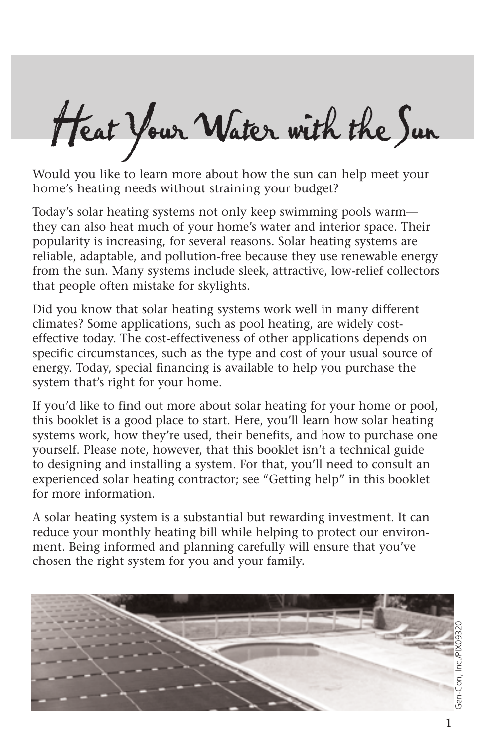# Heat Your Water with the Sun

Would you like to learn more about how the sun can help meet your home's heating needs without straining your budget?

Today's solar heating systems not only keep swimming pools warm—they can also heat much of your home's water and interior space. Their popularity is increasing, for several reasons. Solar heating systems are reliable, adaptable, and pollution-free because they use renewable energy from the sun. Many systems include sleek, attractive, low-relief collectors that people often mistake for skylights.

Did you know that solar heating systems work well in many different climates? Some applications, such as pool heating, are widely cost-effective today. The cost-effectiveness of other applications depends on specific circumstances, such as the type and cost of your usual source of energy. Today, special financing is available to help you purchase the system that's right for your home.

If you'd like to find out more about solar heating for your home or pool, this booklet is a good place to start. Here, you'll learn how solar heating systems work, how they're used, their benefits, and how to purchase one yourself. Please note, however, that this booklet isn't a technical guide to designing and installing a system. For that, you'll need to consult an experienced solar heating contractor; see "Getting help" in this booklet for more information.

A solar heating system is a substantial but rewarding investment. It can reduce your monthly heating bill while helping to protect our environment. Being informed and planning carefully will ensure that you've chosen the right system for you and your family.

Gen-Con, Inc./PIX09320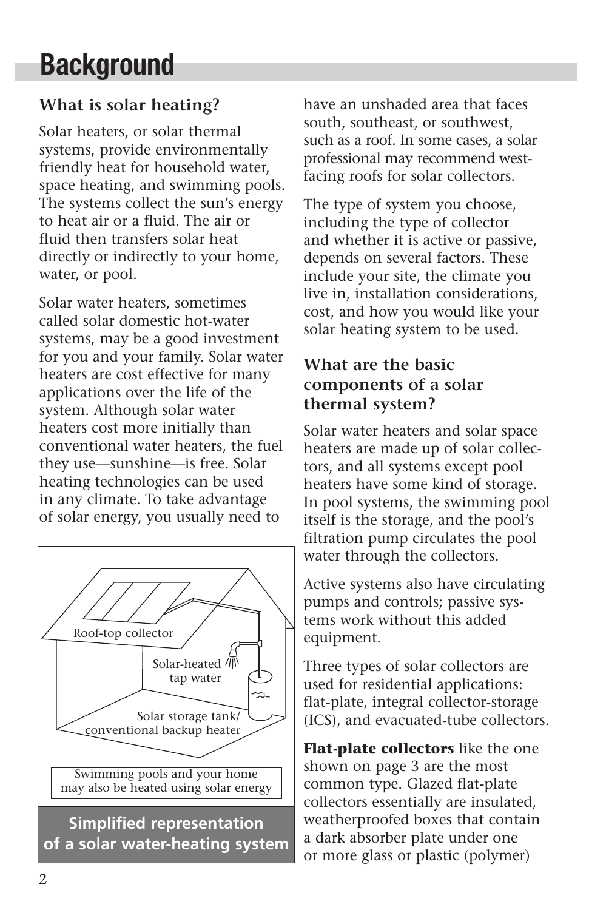# Background

## What is solar heating?

Solar heaters, or solar thermal systems, provide environmentally friendly heat for household water, space heating, and swimming pools. The systems collect the sun's energy to heat air or a fluid. The air or fluid then transfers solar heat directly or indirectly to your home, water, or pool.

Solar water heaters, sometimes called solar domestic hot-water systems, may be a good investment for you and your family. Solar water heaters are cost effective for many applications over the life of the system. Although solar water heaters cost more initially than conventional water heaters, the fuel they use—sunshine—is free. Solar heating technologies can be used in any climate. To take advantage of solar energy, you usually need to have an unshaded area that faces south, southeast, or southwest, such as a roof. In some cases, a solar professional may recommend west-facing roofs for solar collectors.

**Simplified representation of a solar water-heating system**

The type of system you choose, including the type of collector and whether it is active or passive, depends on several factors. These include your site, the climate you live in, installation considerations, cost, and how you would like your solar heating system to be used.

## What are the basic components of a solar thermal system?

Solar water heaters and solar space heaters are made up of solar collectors, and all systems except pool heaters have some kind of storage. In pool systems, the swimming pool itself is the storage, and the pool's filtration pump circulates the pool water through the collectors.

Active systems also have circulating pumps and controls; passive systems work without this added equipment.

Three types of solar collectors are used for residential applications: flat-plate, integral collector-storage (ICS), and evacuated-tube collectors.

**Flat-plate collectors** like the one shown on page 3 are the most common type. Glazed flat-plate collectors essentially are insulated, weatherproofed boxes that contain a dark absorber plate under one or more glass or plastic (polymer)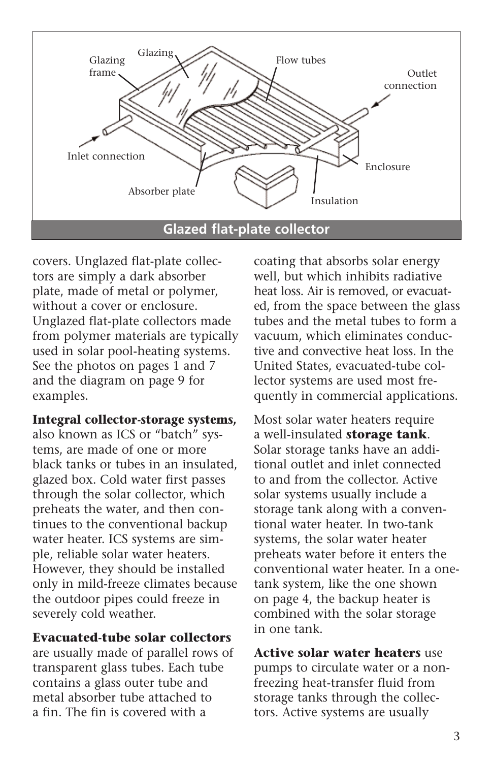Glazed flat-plate collector

covers. Unglazed flat-plate collectors are simply a dark absorber plate, made of metal or polymer, without a cover or enclosure. Unglazed flat-plate collectors made from polymer materials are typically used in solar pool-heating systems. See the photos on pages 1 and 7 and the diagram on page 9 for examples.

**Integral collector-storage systems,** also known as ICS or "batch" systems, are made of one or more black tanks or tubes in an insulated, glazed box. Cold water first passes through the solar collector, which preheats the water, and then continues to the conventional backup water heater. ICS systems are simple, reliable solar water heaters. However, they should be installed only in mild-freeze climates because the outdoor pipes could freeze in severely cold weather.

**Evacuated-tube solar collectors** are usually made of parallel rows of transparent glass tubes. Each tube contains a glass outer tube and metal absorber tube attached to a fin. The fin is covered with a coating that absorbs solar energy well, but which inhibits radiative heat loss. Air is removed, or evacuated, from the space between the glass tubes and the metal tubes to form a vacuum, which eliminates conductive and convective heat loss. In the United States, evacuated-tube collector systems are used most frequently in commercial applications.

Most solar water heaters require a well-insulated **storage tank**. Solar storage tanks have an additional outlet and inlet connected to and from the collector. Active solar systems usually include a storage tank along with a conventional water heater. In two-tank systems, the solar water heater preheats water before it enters the conventional water heater. In a one-tank system, like the one shown on page 4, the backup heater is combined with the solar storage in one tank.

**Active solar water heaters** use pumps to circulate water or a nonfreezing heat-transfer fluid from storage tanks through the collectors. Active systems are usually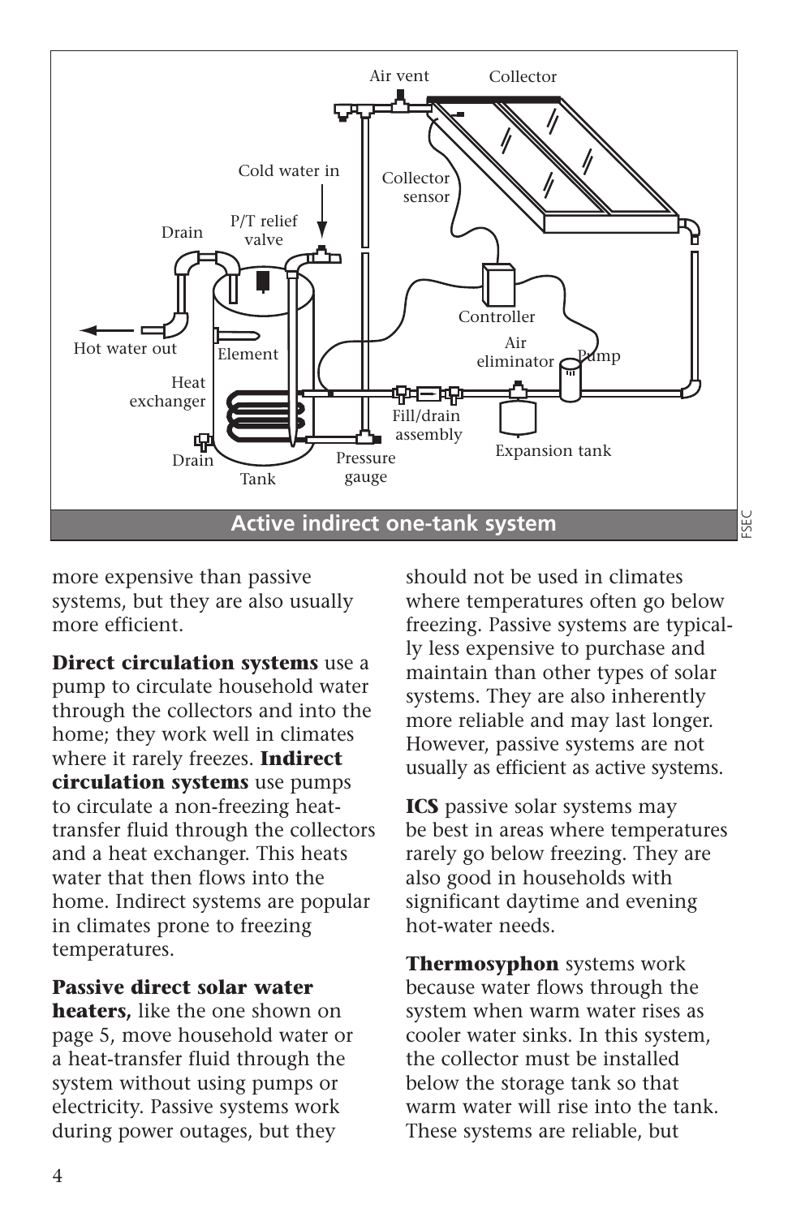**Active indirect one-tank system**

more expensive than passive systems, but they are also usually more efficient.

**Direct circulation systems** use a pump to circulate household water through the collectors and into the home; they work well in climates where it rarely freezes. **Indirect circulation systems** use pumps to circulate a non-freezing heat-transfer fluid through the collectors and a heat exchanger. This heats water that then flows into the home. Indirect systems are popular in climates prone to freezing temperatures.

**Passive direct solar water heaters,** like the one shown on page 5, move household water or a heat-transfer fluid through the system without using pumps or electricity. Passive systems work during power outages, but they should not be used in climates where temperatures often go below freezing. Passive systems are typically less expensive to purchase and maintain than other types of solar systems. They are also inherently more reliable and may last longer. However, passive systems are not usually as efficient as active systems.

**ICS** passive solar systems may be best in areas where temperatures rarely go below freezing. They are also good in households with significant daytime and evening hot-water needs.

**Thermosyphon** systems work because water flows through the system when warm water rises as cooler water sinks. In this system, the collector must be installed below the storage tank so that warm water will rise into the tank. These systems are reliable, but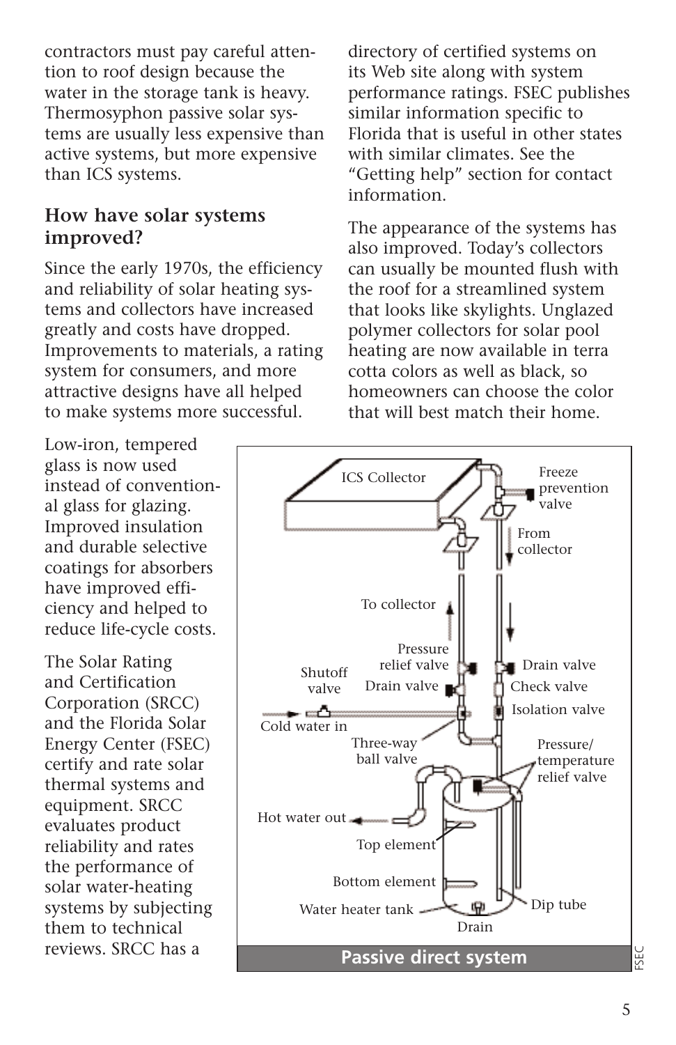contractors must pay careful attention to roof design because the water in the storage tank is heavy. Thermosyphon passive solar systems are usually less expensive than active systems, but more expensive than ICS systems.

### How have solar systems improved?

Since the early 1970s, the efficiency and reliability of solar heating systems and collectors have increased greatly and costs have dropped. Improvements to materials, a rating system for consumers, and more attractive designs have all helped to make systems more successful.

Low-iron, tempered glass is now used instead of conventional glass for glazing. Improved insulation and durable selective coatings for absorbers have improved efficiency and helped to reduce life-cycle costs.

The Solar Rating and Certification Corporation (SRCC) and the Florida Solar Energy Center (FSEC) certify and rate solar thermal systems and equipment. SRCC evaluates product reliability and rates the performance of solar water-heating systems by subjecting them to technical reviews. SRCC has a directory of certified systems on its Web site along with system performance ratings. FSEC publishes similar information specific to Florida that is useful in other states with similar climates. See the "Getting help" section for contact information.

The appearance of the systems has also improved. Today's collectors can usually be mounted flush with the roof for a streamlined system that looks like skylights. Unglazed polymer collectors for solar pool heating are now available in terra cotta colors as well as black, so homeowners can choose the color that will best match their home.

ICS Collector — Freeze prevention valve — From collector — To collector — Pressure relief valve — Drain valve — Shutoff valve — Drain valve — Check valve — Isolation valve — Cold water in — Three-way ball valve — Pressure/temperature relief valve — Hot water out — Top element — Bottom element — Water heater tank — Dip tube — Drain

**Passive direct system**

FSEC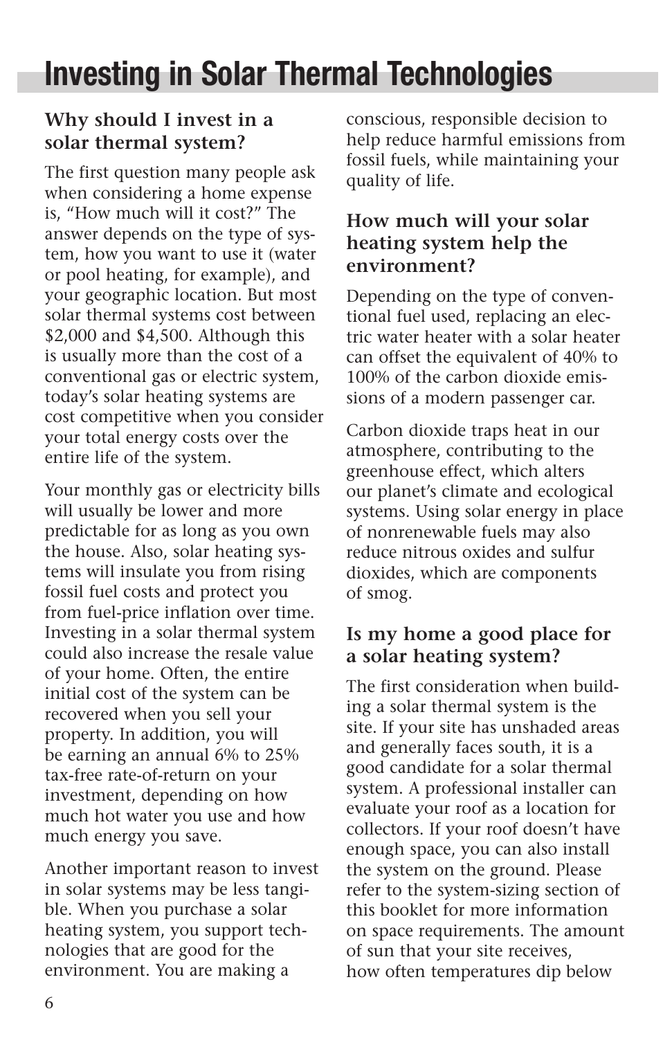# Investing in Solar Thermal Technologies

## Why should I invest in a solar thermal system?

The first question many people ask when considering a home expense is, "How much will it cost?" The answer depends on the type of system, how you want to use it (water or pool heating, for example), and your geographic location. But most solar thermal systems cost between $2,000 and $4,500. Although this is usually more than the cost of a conventional gas or electric system, today's solar heating systems are cost competitive when you consider your total energy costs over the entire life of the system.

Your monthly gas or electricity bills will usually be lower and more predictable for as long as you own the house. Also, solar heating systems will insulate you from rising fossil fuel costs and protect you from fuel-price inflation over time. Investing in a solar thermal system could also increase the resale value of your home. Often, the entire initial cost of the system can be recovered when you sell your property. In addition, you will be earning an annual 6% to 25% tax-free rate-of-return on your investment, depending on how much hot water you use and how much energy you save.

Another important reason to invest in solar systems may be less tangible. When you purchase a solar heating system, you support technologies that are good for the environment. You are making a conscious, responsible decision to help reduce harmful emissions from fossil fuels, while maintaining your quality of life.

## How much will your solar heating system help the environment?

Depending on the type of conventional fuel used, replacing an electric water heater with a solar heater can offset the equivalent of 40% to 100% of the carbon dioxide emissions of a modern passenger car.

Carbon dioxide traps heat in our atmosphere, contributing to the greenhouse effect, which alters our planet's climate and ecological systems. Using solar energy in place of nonrenewable fuels may also reduce nitrous oxides and sulfur dioxides, which are components of smog.

## Is my home a good place for a solar heating system?

The first consideration when building a solar thermal system is the site. If your site has unshaded areas and generally faces south, it is a good candidate for a solar thermal system. A professional installer can evaluate your roof as a location for collectors. If your roof doesn't have enough space, you can also install the system on the ground. Please refer to the system-sizing section of this booklet for more information on space requirements. The amount of sun that your site receives, how often temperatures dip below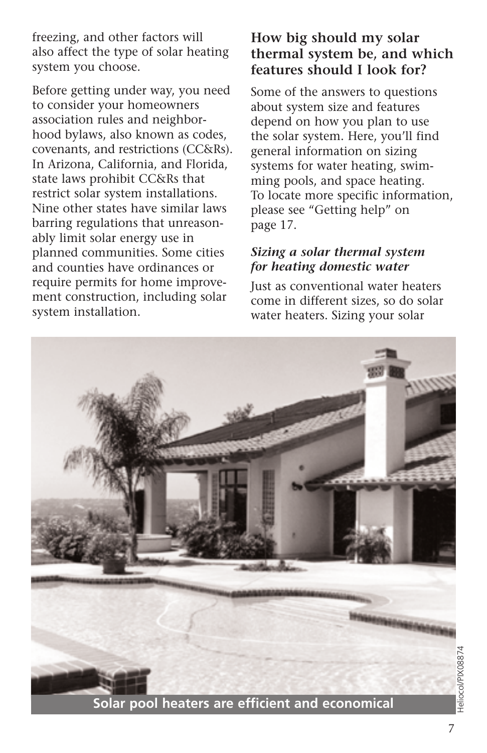freezing, and other factors will also affect the type of solar heating system you choose.

Before getting under way, you need to consider your homeowners association rules and neighborhood bylaws, also known as codes, covenants, and restrictions (CC&Rs). In Arizona, California, and Florida, state laws prohibit CC&Rs that restrict solar system installations. Nine other states have similar laws barring regulations that unreasonably limit solar energy use in planned communities. Some cities and counties have ordinances or require permits for home improvement construction, including solar system installation.

## How big should my solar thermal system be, and which features should I look for?

Some of the answers to questions about system size and features depend on how you plan to use the solar system. Here, you'll find general information on sizing systems for water heating, swimming pools, and space heating. To locate more specific information, please see "Getting help" on page 17.

### *Sizing a solar thermal system for heating domestic water*

Just as conventional water heaters come in different sizes, so do solar water heaters. Sizing your solar

**Solar pool heaters are efficient and economical**

Heliocol/PIX08874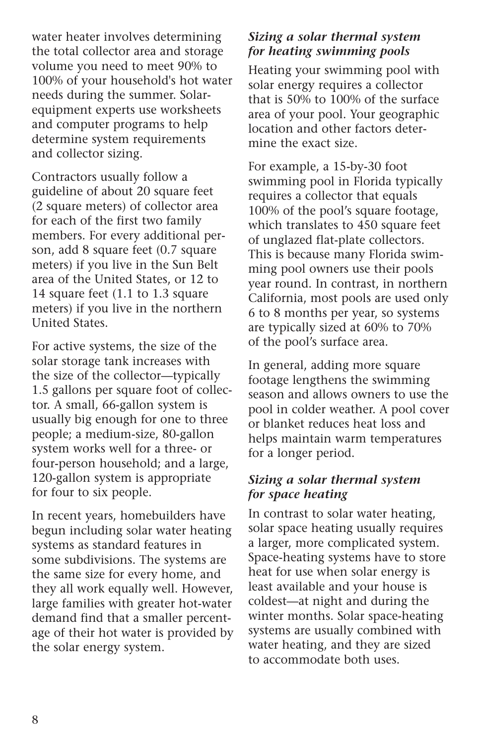water heater involves determining the total collector area and storage volume you need to meet 90% to 100% of your household's hot water needs during the summer. Solar-equipment experts use worksheets and computer programs to help determine system requirements and collector sizing.

Contractors usually follow a guideline of about 20 square feet (2 square meters) of collector area for each of the first two family members. For every additional person, add 8 square feet (0.7 square meters) if you live in the Sun Belt area of the United States, or 12 to 14 square feet (1.1 to 1.3 square meters) if you live in the northern United States.

For active systems, the size of the solar storage tank increases with the size of the collector—typically 1.5 gallons per square foot of collector. A small, 66-gallon system is usually big enough for one to three people; a medium-size, 80-gallon system works well for a three- or four-person household; and a large, 120-gallon system is appropriate for four to six people.

In recent years, homebuilders have begun including solar water heating systems as standard features in some subdivisions. The systems are the same size for every home, and they all work equally well. However, large families with greater hot-water demand find that a smaller percentage of their hot water is provided by the solar energy system.

### *Sizing a solar thermal system for heating swimming pools*

Heating your swimming pool with solar energy requires a collector that is 50% to 100% of the surface area of your pool. Your geographic location and other factors determine the exact size.

For example, a 15-by-30 foot swimming pool in Florida typically requires a collector that equals 100% of the pool's square footage, which translates to 450 square feet of unglazed flat-plate collectors. This is because many Florida swimming pool owners use their pools year round. In contrast, in northern California, most pools are used only 6 to 8 months per year, so systems are typically sized at 60% to 70% of the pool's surface area.

In general, adding more square footage lengthens the swimming season and allows owners to use the pool in colder weather. A pool cover or blanket reduces heat loss and helps maintain warm temperatures for a longer period.

### *Sizing a solar thermal system for space heating*

In contrast to solar water heating, solar space heating usually requires a larger, more complicated system. Space-heating systems have to store heat for use when solar energy is least available and your house is coldest—at night and during the winter months. Solar space-heating systems are usually combined with water heating, and they are sized to accommodate both uses.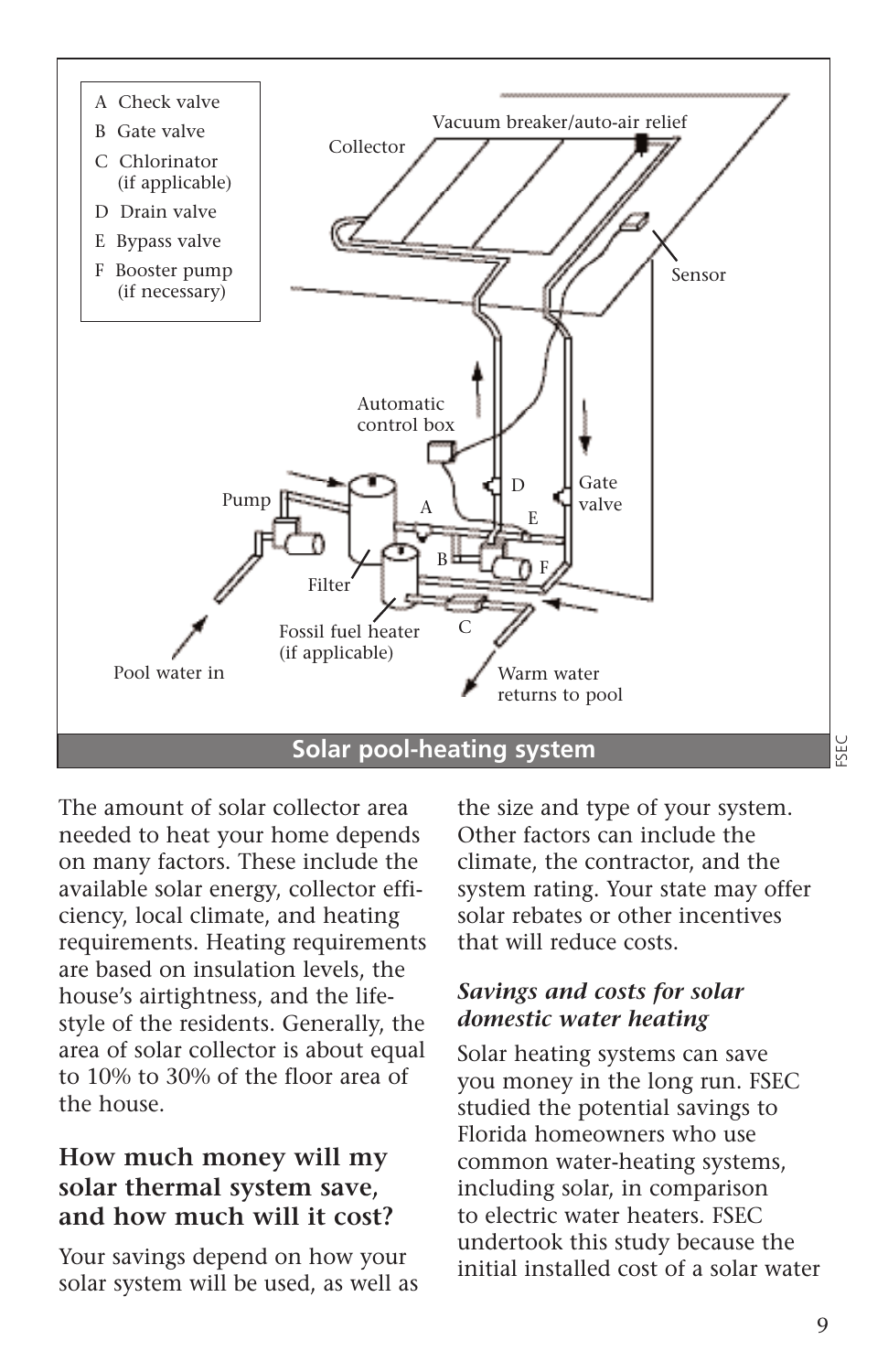A Check valve
B Gate valve
C Chlorinator (if applicable)
D Drain valve
E Bypass valve
F Booster pump (if necessary)

Collector
Vacuum breaker/auto-air relief
Sensor
Automatic control box
Pump
Filter
Gate valve
Fossil fuel heater (if applicable)
Pool water in
Warm water returns to pool

**Solar pool-heating system**

The amount of solar collector area needed to heat your home depends on many factors. These include the available solar energy, collector efficiency, local climate, and heating requirements. Heating requirements are based on insulation levels, the house's airtightness, and the lifestyle of the residents. Generally, the area of solar collector is about equal to 10% to 30% of the floor area of the house.

## How much money will my solar thermal system save, and how much will it cost?

Your savings depend on how your solar system will be used, as well as the size and type of your system. Other factors can include the climate, the contractor, and the system rating. Your state may offer solar rebates or other incentives that will reduce costs.

### *Savings and costs for solar domestic water heating*

Solar heating systems can save you money in the long run. FSEC studied the potential savings to Florida homeowners who use common water-heating systems, including solar, in comparison to electric water heaters. FSEC undertook this study because the initial installed cost of a solar water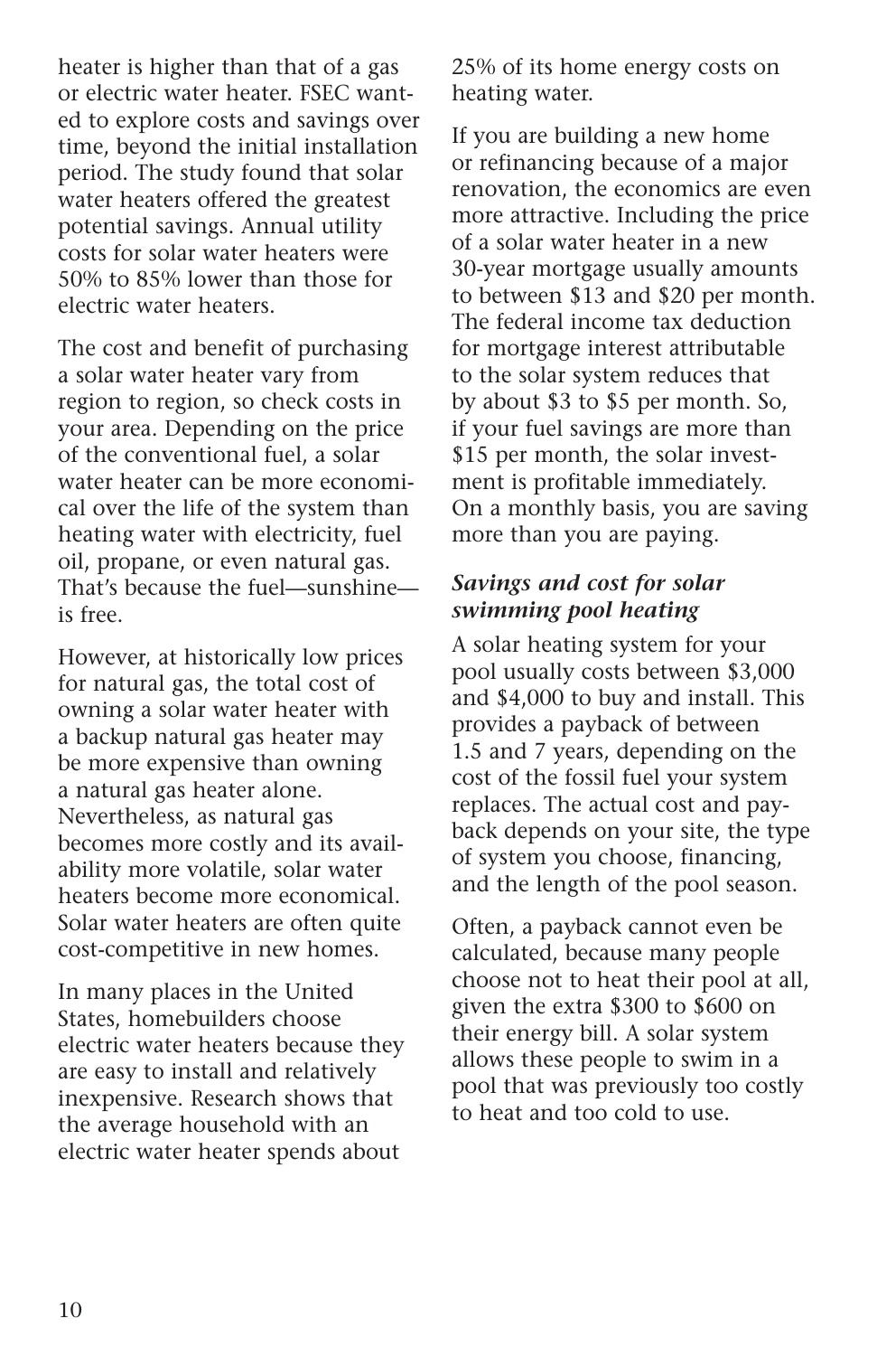heater is higher than that of a gas or electric water heater. FSEC wanted to explore costs and savings over time, beyond the initial installation period. The study found that solar water heaters offered the greatest potential savings. Annual utility costs for solar water heaters were 50% to 85% lower than those for electric water heaters.

The cost and benefit of purchasing a solar water heater vary from region to region, so check costs in your area. Depending on the price of the conventional fuel, a solar water heater can be more economical over the life of the system than heating water with electricity, fuel oil, propane, or even natural gas. That's because the fuel—sunshine—is free.

However, at historically low prices for natural gas, the total cost of owning a solar water heater with a backup natural gas heater may be more expensive than owning a natural gas heater alone. Nevertheless, as natural gas becomes more costly and its availability more volatile, solar water heaters become more economical. Solar water heaters are often quite cost-competitive in new homes.

In many places in the United States, homebuilders choose electric water heaters because they are easy to install and relatively inexpensive. Research shows that the average household with an electric water heater spends about 25% of its home energy costs on heating water.

If you are building a new home or refinancing because of a major renovation, the economics are even more attractive. Including the price of a solar water heater in a new 30-year mortgage usually amounts to between $13 and $20 per month. The federal income tax deduction for mortgage interest attributable to the solar system reduces that by about $3 to $5 per month. So, if your fuel savings are more than $15 per month, the solar investment is profitable immediately. On a monthly basis, you are saving more than you are paying.

### *Savings and cost for solar swimming pool heating*

A solar heating system for your pool usually costs between $3,000 and $4,000 to buy and install. This provides a payback of between 1.5 and 7 years, depending on the cost of the fossil fuel your system replaces. The actual cost and payback depends on your site, the type of system you choose, financing, and the length of the pool season.

Often, a payback cannot even be calculated, because many people choose not to heat their pool at all, given the extra $300 to $600 on their energy bill. A solar system allows these people to swim in a pool that was previously too costly to heat and too cold to use.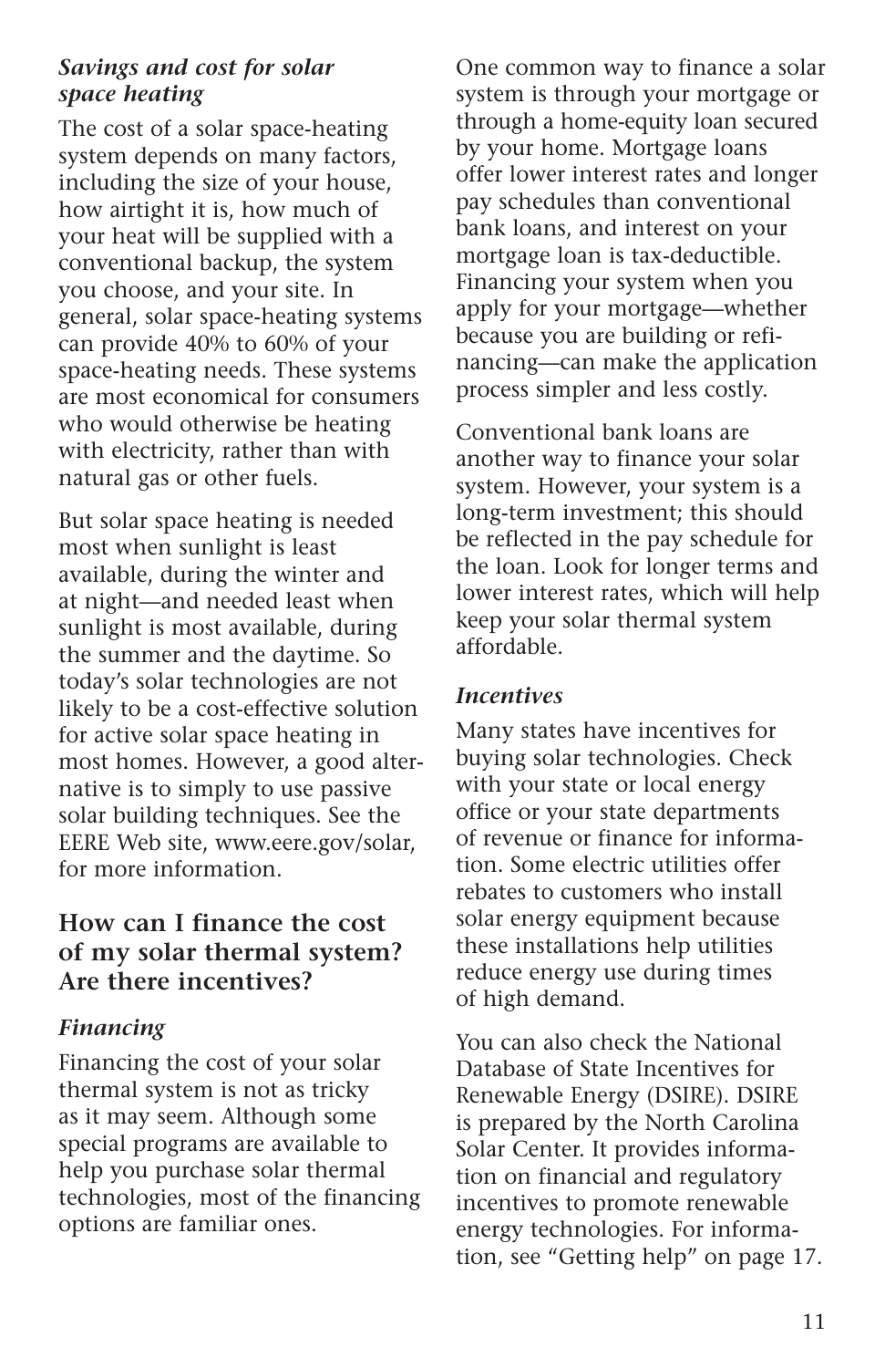### *Savings and cost for solar space heating*

The cost of a solar space-heating system depends on many factors, including the size of your house, how airtight it is, how much of your heat will be supplied with a conventional backup, the system you choose, and your site. In general, solar space-heating systems can provide 40% to 60% of your space-heating needs. These systems are most economical for consumers who would otherwise be heating with electricity, rather than with natural gas or other fuels.

But solar space heating is needed most when sunlight is least available, during the winter and at night—and needed least when sunlight is most available, during the summer and the daytime. So today's solar technologies are not likely to be a cost-effective solution for active solar space heating in most homes. However, a good alternative is to simply to use passive solar building techniques. See the EERE Web site, www.eere.gov/solar, for more information.

## How can I finance the cost of my solar thermal system? Are there incentives?

### *Financing*

Financing the cost of your solar thermal system is not as tricky as it may seem. Although some special programs are available to help you purchase solar thermal technologies, most of the financing options are familiar ones.

One common way to finance a solar system is through your mortgage or through a home-equity loan secured by your home. Mortgage loans offer lower interest rates and longer pay schedules than conventional bank loans, and interest on your mortgage loan is tax-deductible. Financing your system when you apply for your mortgage—whether because you are building or refinancing—can make the application process simpler and less costly.

Conventional bank loans are another way to finance your solar system. However, your system is a long-term investment; this should be reflected in the pay schedule for the loan. Look for longer terms and lower interest rates, which will help keep your solar thermal system affordable.

### *Incentives*

Many states have incentives for buying solar technologies. Check with your state or local energy office or your state departments of revenue or finance for information. Some electric utilities offer rebates to customers who install solar energy equipment because these installations help utilities reduce energy use during times of high demand.

You can also check the National Database of State Incentives for Renewable Energy (DSIRE). DSIRE is prepared by the North Carolina Solar Center. It provides information on financial and regulatory incentives to promote renewable energy technologies. For information, see "Getting help" on page 17.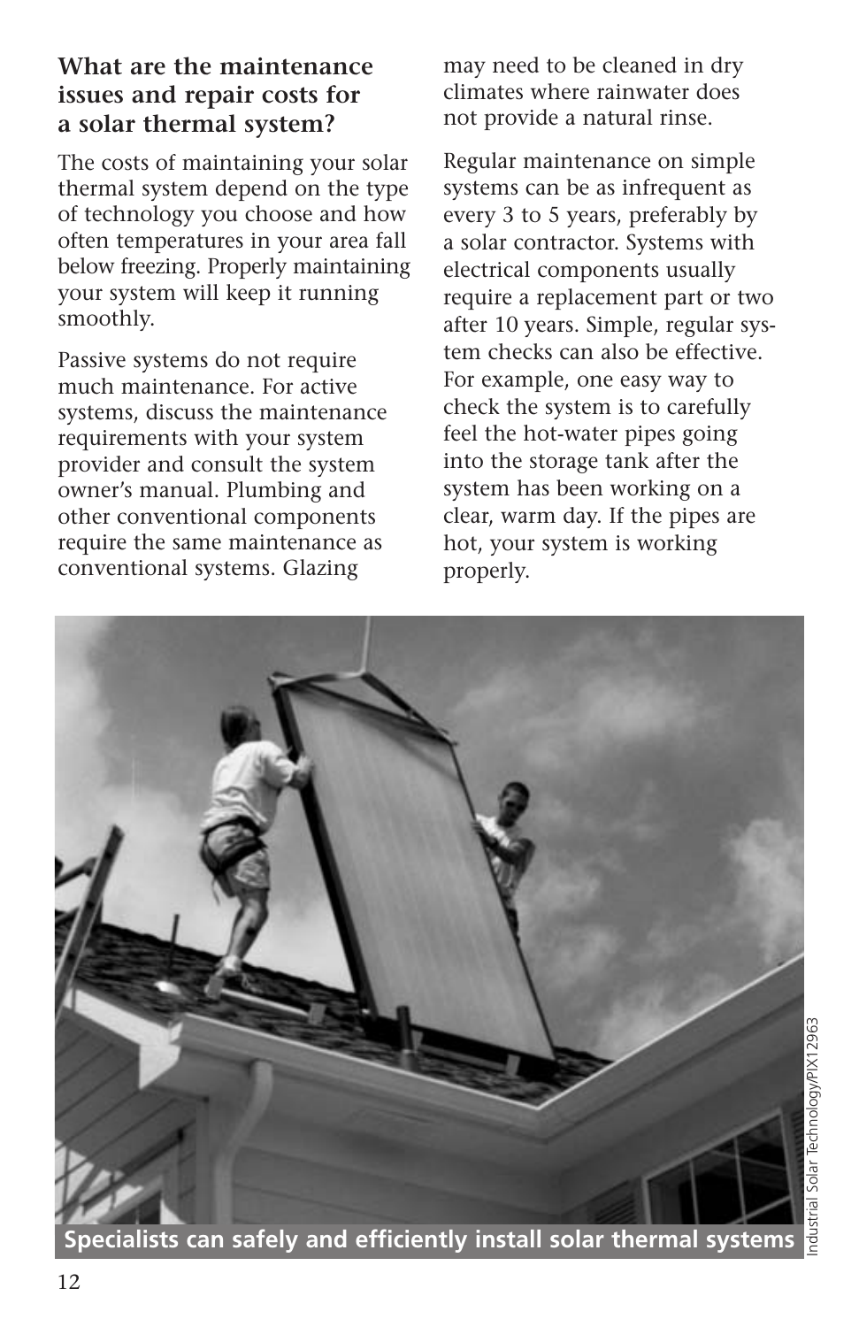### What are the maintenance issues and repair costs for a solar thermal system?

The costs of maintaining your solar thermal system depend on the type of technology you choose and how often temperatures in your area fall below freezing. Properly maintaining your system will keep it running smoothly.

Passive systems do not require much maintenance. For active systems, discuss the maintenance requirements with your system provider and consult the system owner's manual. Plumbing and other conventional components require the same maintenance as conventional systems. Glazing may need to be cleaned in dry climates where rainwater does not provide a natural rinse.

Regular maintenance on simple systems can be as infrequent as every 3 to 5 years, preferably by a solar contractor. Systems with electrical components usually require a replacement part or two after 10 years. Simple, regular system checks can also be effective. For example, one easy way to check the system is to carefully feel the hot-water pipes going into the storage tank after the system has been working on a clear, warm day. If the pipes are hot, your system is working properly.

**Specialists can safely and efficiently install solar thermal systems**

Industrial Solar Technology/PIX12963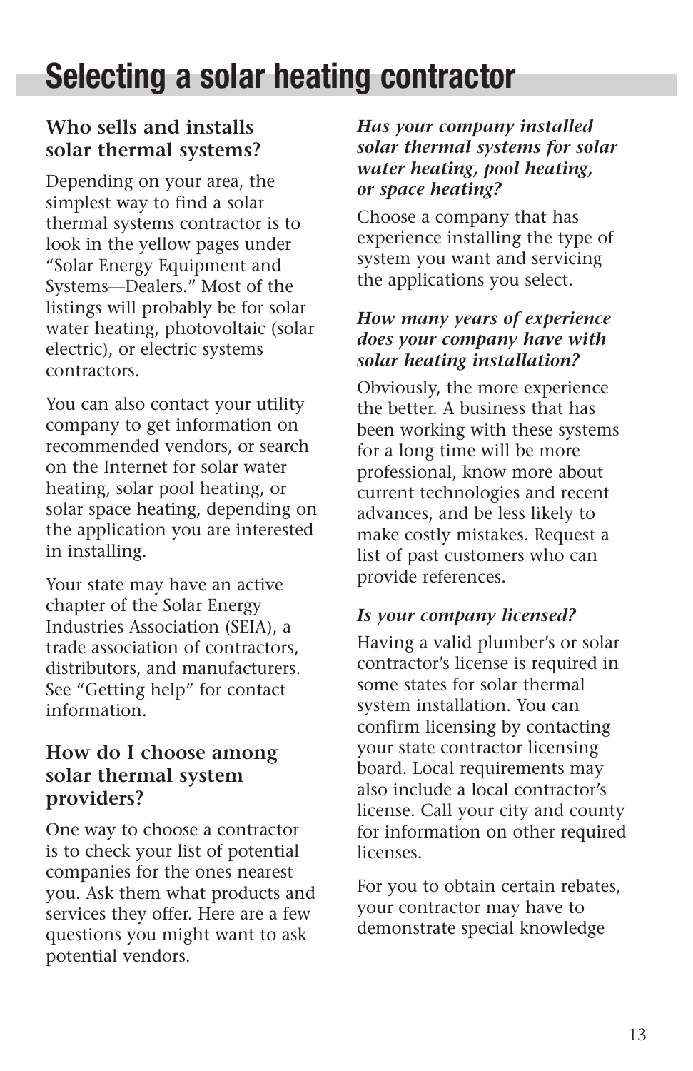# Selecting a solar heating contractor

## Who sells and installs solar thermal systems?

Depending on your area, the simplest way to find a solar thermal systems contractor is to look in the yellow pages under "Solar Energy Equipment and Systems—Dealers." Most of the listings will probably be for solar water heating, photovoltaic (solar electric), or electric systems contractors.

You can also contact your utility company to get information on recommended vendors, or search on the Internet for solar water heating, solar pool heating, or solar space heating, depending on the application you are interested in installing.

Your state may have an active chapter of the Solar Energy Industries Association (SEIA), a trade association of contractors, distributors, and manufacturers. See "Getting help" for contact information.

## How do I choose among solar thermal system providers?

One way to choose a contractor is to check your list of potential companies for the ones nearest you. Ask them what products and services they offer. Here are a few questions you might want to ask potential vendors.

***Has your company installed solar thermal systems for solar water heating, pool heating, or space heating?***

Choose a company that has experience installing the type of system you want and servicing the applications you select.

***How many years of experience does your company have with solar heating installation?***

Obviously, the more experience the better. A business that has been working with these systems for a long time will be more professional, know more about current technologies and recent advances, and be less likely to make costly mistakes. Request a list of past customers who can provide references.

***Is your company licensed?***

Having a valid plumber's or solar contractor's license is required in some states for solar thermal system installation. You can confirm licensing by contacting your state contractor licensing board. Local requirements may also include a local contractor's license. Call your city and county for information on other required licenses.

For you to obtain certain rebates, your contractor may have to demonstrate special knowledge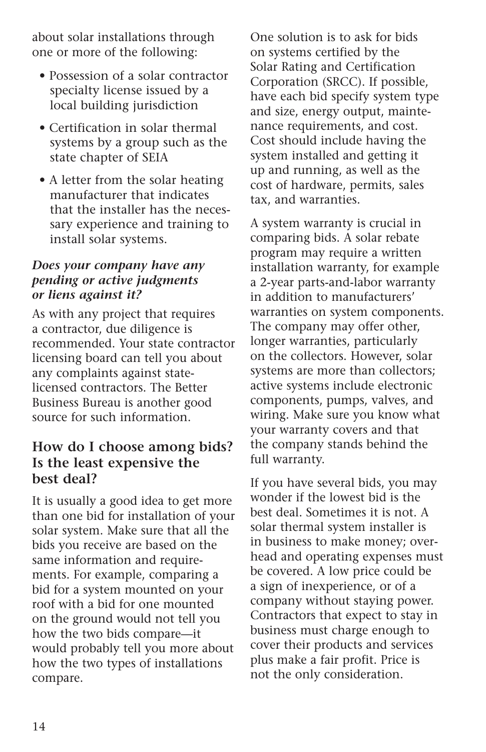about solar installations through one or more of the following:

- Possession of a solar contractor specialty license issued by a local building jurisdiction
- Certification in solar thermal systems by a group such as the state chapter of SEIA
- A letter from the solar heating manufacturer that indicates that the installer has the necessary experience and training to install solar systems.

***Does your company have any pending or active judgments or liens against it?***

As with any project that requires a contractor, due diligence is recommended. Your state contractor licensing board can tell you about any complaints against state-licensed contractors. The Better Business Bureau is another good source for such information.

## How do I choose among bids? Is the least expensive the best deal?

It is usually a good idea to get more than one bid for installation of your solar system. Make sure that all the bids you receive are based on the same information and requirements. For example, comparing a bid for a system mounted on your roof with a bid for one mounted on the ground would not tell you how the two bids compare—it would probably tell you more about how the two types of installations compare.

One solution is to ask for bids on systems certified by the Solar Rating and Certification Corporation (SRCC). If possible, have each bid specify system type and size, energy output, maintenance requirements, and cost. Cost should include having the system installed and getting it up and running, as well as the cost of hardware, permits, sales tax, and warranties.

A system warranty is crucial in comparing bids. A solar rebate program may require a written installation warranty, for example a 2-year parts-and-labor warranty in addition to manufacturers' warranties on system components. The company may offer other, longer warranties, particularly on the collectors. However, solar systems are more than collectors; active systems include electronic components, pumps, valves, and wiring. Make sure you know what your warranty covers and that the company stands behind the full warranty.

If you have several bids, you may wonder if the lowest bid is the best deal. Sometimes it is not. A solar thermal system installer is in business to make money; overhead and operating expenses must be covered. A low price could be a sign of inexperience, or of a company without staying power. Contractors that expect to stay in business must charge enough to cover their products and services plus make a fair profit. Price is not the only consideration.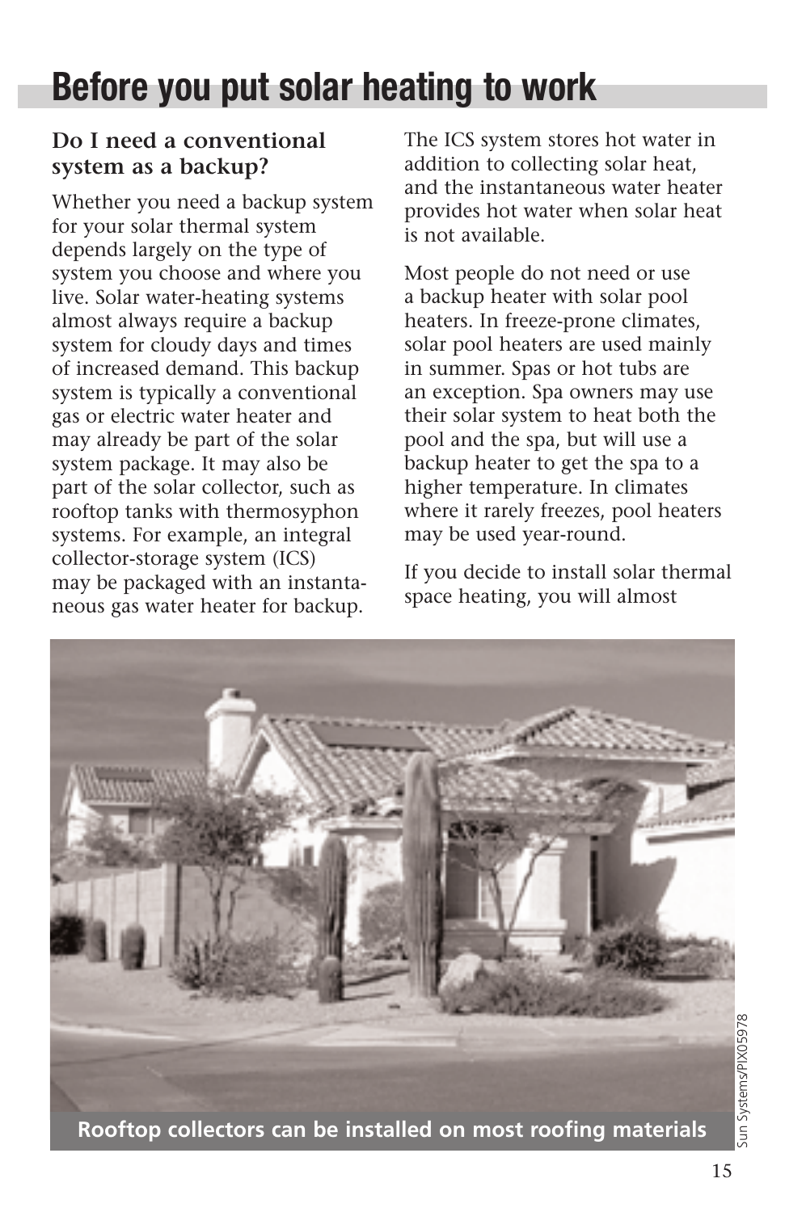# Before you put solar heating to work

### Do I need a conventional system as a backup?

Whether you need a backup system for your solar thermal system depends largely on the type of system you choose and where you live. Solar water-heating systems almost always require a backup system for cloudy days and times of increased demand. This backup system is typically a conventional gas or electric water heater and may already be part of the solar system package. It may also be part of the solar collector, such as rooftop tanks with thermosyphon systems. For example, an integral collector-storage system (ICS) may be packaged with an instantaneous gas water heater for backup. The ICS system stores hot water in addition to collecting solar heat, and the instantaneous water heater provides hot water when solar heat is not available.

Most people do not need or use a backup heater with solar pool heaters. In freeze-prone climates, solar pool heaters are used mainly in summer. Spas or hot tubs are an exception. Spa owners may use their solar system to heat both the pool and the spa, but will use a backup heater to get the spa to a higher temperature. In climates where it rarely freezes, pool heaters may be used year-round.

If you decide to install solar thermal space heating, you will almost

**Rooftop collectors can be installed on most roofing materials**

Sun Systems/PIX05978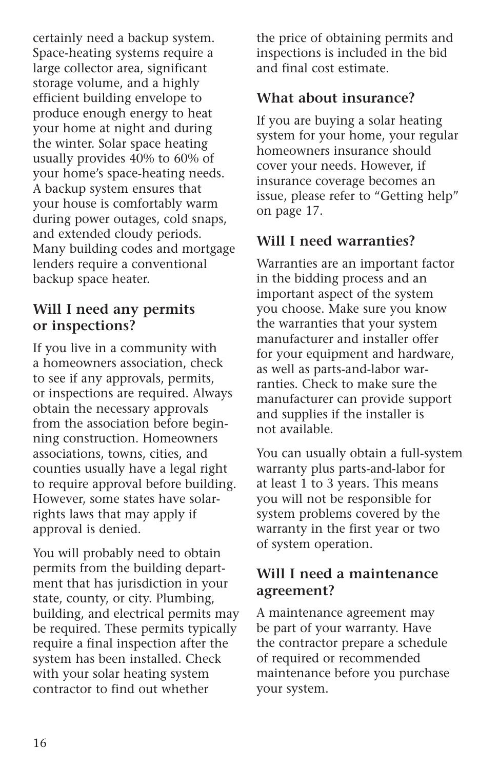certainly need a backup system. Space-heating systems require a large collector area, significant storage volume, and a highly efficient building envelope to produce enough energy to heat your home at night and during the winter. Solar space heating usually provides 40% to 60% of your home's space-heating needs. A backup system ensures that your house is comfortably warm during power outages, cold snaps, and extended cloudy periods. Many building codes and mortgage lenders require a conventional backup space heater.

### Will I need any permits or inspections?

If you live in a community with a homeowners association, check to see if any approvals, permits, or inspections are required. Always obtain the necessary approvals from the association before beginning construction. Homeowners associations, towns, cities, and counties usually have a legal right to require approval before building. However, some states have solar-rights laws that may apply if approval is denied.

You will probably need to obtain permits from the building department that has jurisdiction in your state, county, or city. Plumbing, building, and electrical permits may be required. These permits typically require a final inspection after the system has been installed. Check with your solar heating system contractor to find out whether the price of obtaining permits and inspections is included in the bid and final cost estimate.

### What about insurance?

If you are buying a solar heating system for your home, your regular homeowners insurance should cover your needs. However, if insurance coverage becomes an issue, please refer to "Getting help" on page 17.

### Will I need warranties?

Warranties are an important factor in the bidding process and an important aspect of the system you choose. Make sure you know the warranties that your system manufacturer and installer offer for your equipment and hardware, as well as parts-and-labor warranties. Check to make sure the manufacturer can provide support and supplies if the installer is not available.

You can usually obtain a full-system warranty plus parts-and-labor for at least 1 to 3 years. This means you will not be responsible for system problems covered by the warranty in the first year or two of system operation.

### Will I need a maintenance agreement?

A maintenance agreement may be part of your warranty. Have the contractor prepare a schedule of required or recommended maintenance before you purchase your system.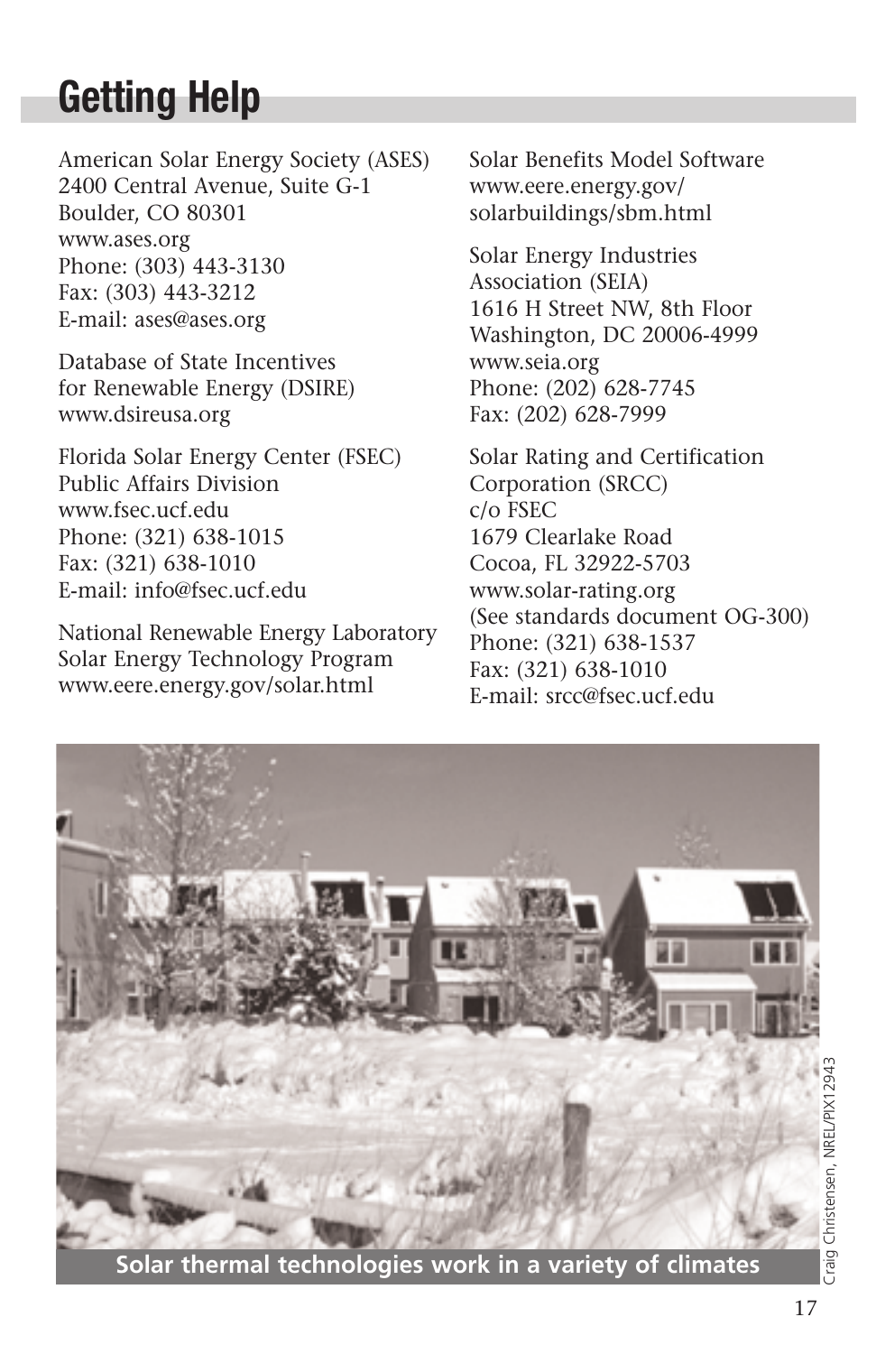# Getting Help

American Solar Energy Society (ASES)
2400 Central Avenue, Suite G-1
Boulder, CO 80301
www.ases.org
Phone: (303) 443-3130
Fax: (303) 443-3212
E-mail: ases@ases.org

Database of State Incentives for Renewable Energy (DSIRE)
www.dsireusa.org

Florida Solar Energy Center (FSEC)
Public Affairs Division
www.fsec.ucf.edu
Phone: (321) 638-1015
Fax: (321) 638-1010
E-mail: info@fsec.ucf.edu

National Renewable Energy Laboratory
Solar Energy Technology Program
www.eere.energy.gov/solar.html

Solar Benefits Model Software
www.eere.energy.gov/solarbuildings/sbm.html

Solar Energy Industries Association (SEIA)
1616 H Street NW, 8th Floor
Washington, DC 20006-4999
www.seia.org
Phone: (202) 628-7745
Fax: (202) 628-7999

Solar Rating and Certification Corporation (SRCC)
c/o FSEC
1679 Clearlake Road
Cocoa, FL 32922-5703
www.solar-rating.org
(See standards document OG-300)
Phone: (321) 638-1537
Fax: (321) 638-1010
E-mail: srcc@fsec.ucf.edu

**Solar thermal technologies work in a variety of climates**

Craig Christensen, NREL/PIX12943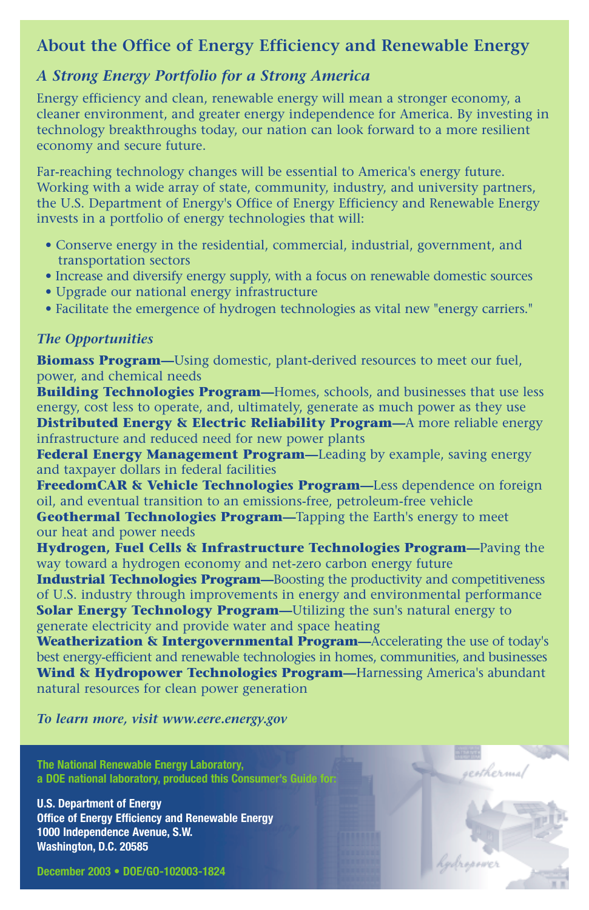## About the Office of Energy Efficiency and Renewable Energy

### *A Strong Energy Portfolio for a Strong America*

Energy efficiency and clean, renewable energy will mean a stronger economy, a cleaner environment, and greater energy independence for America. By investing in technology breakthroughs today, our nation can look forward to a more resilient economy and secure future.

Far-reaching technology changes will be essential to America's energy future. Working with a wide array of state, community, industry, and university partners, the U.S. Department of Energy's Office of Energy Efficiency and Renewable Energy invests in a portfolio of energy technologies that will:

- Conserve energy in the residential, commercial, industrial, government, and transportation sectors
- Increase and diversify energy supply, with a focus on renewable domestic sources
- Upgrade our national energy infrastructure
- Facilitate the emergence of hydrogen technologies as vital new "energy carriers."

### *The Opportunities*

**Biomass Program—**Using domestic, plant-derived resources to meet our fuel, power, and chemical needs

**Building Technologies Program—**Homes, schools, and businesses that use less energy, cost less to operate, and, ultimately, generate as much power as they use

**Distributed Energy & Electric Reliability Program—**A more reliable energy infrastructure and reduced need for new power plants

**Federal Energy Management Program—**Leading by example, saving energy and taxpayer dollars in federal facilities

**FreedomCAR & Vehicle Technologies Program—**Less dependence on foreign oil, and eventual transition to an emissions-free, petroleum-free vehicle

**Geothermal Technologies Program—**Tapping the Earth's energy to meet our heat and power needs

**Hydrogen, Fuel Cells & Infrastructure Technologies Program—**Paving the way toward a hydrogen economy and net-zero carbon energy future

**Industrial Technologies Program—**Boosting the productivity and competitiveness of U.S. industry through improvements in energy and environmental performance

**Solar Energy Technology Program—**Utilizing the sun's natural energy to generate electricity and provide water and space heating

**Weatherization & Intergovernmental Program—**Accelerating the use of today's best energy-efficient and renewable technologies in homes, communities, and businesses

**Wind & Hydropower Technologies Program—**Harnessing America's abundant natural resources for clean power generation

*To learn more, visit www.eere.energy.gov*

**The National Renewable Energy Laboratory, a DOE national laboratory, produced this Consumer's Guide for:**

**U.S. Department of Energy**
**Office of Energy Efficiency and Renewable Energy**
**1000 Independence Avenue, S.W.**
**Washington, D.C. 20585**

**December 2003 • DOE/GO-102003-1824**